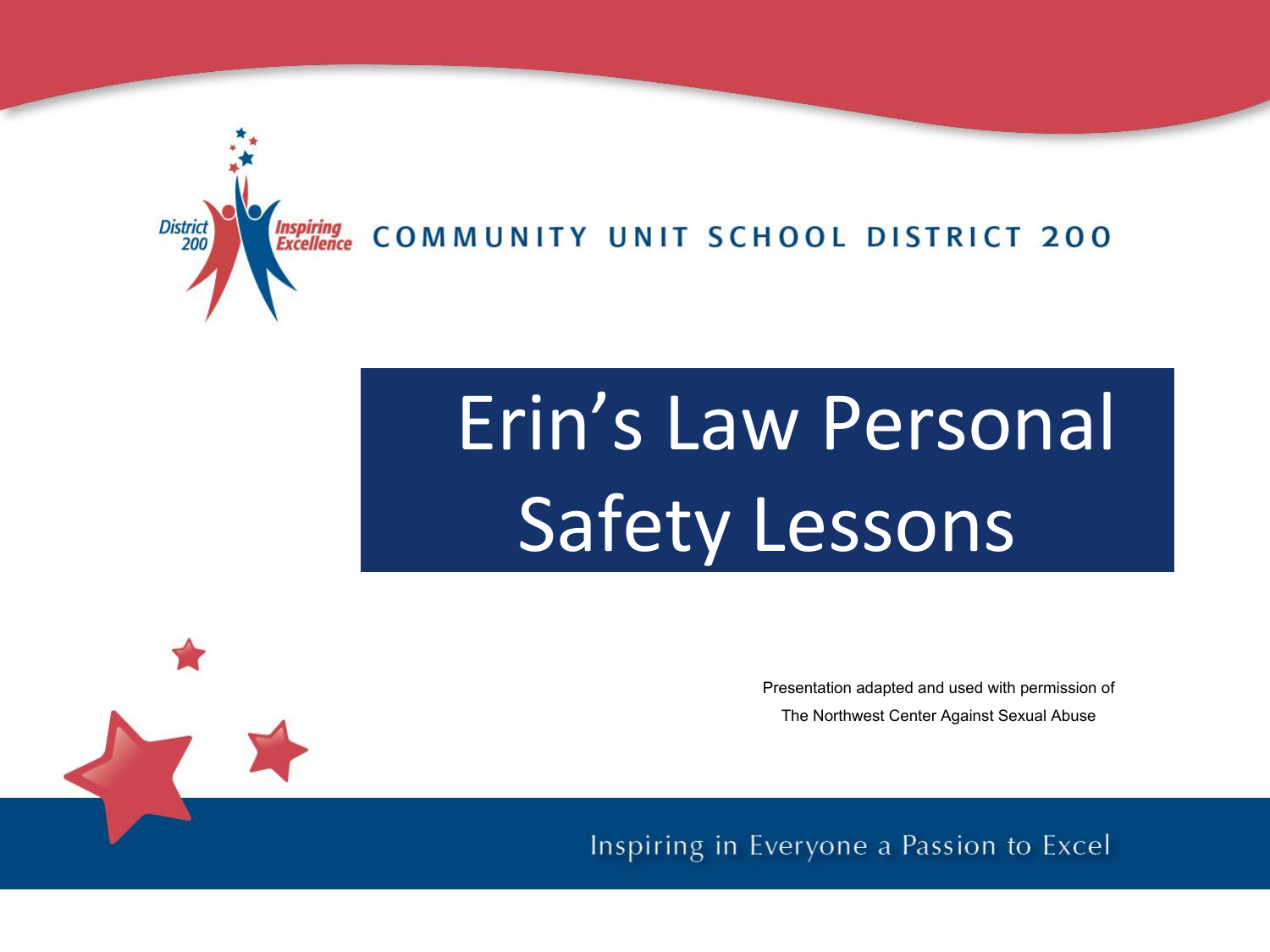District 200 Inspiring Excellence COMMUNITY UNIT SCHOOL DISTRICT 200

# Erin's Law Personal Safety Lessons

Presentation adapted and used with permission of
The Northwest Center Against Sexual Abuse

Inspiring in Everyone a Passion to Excel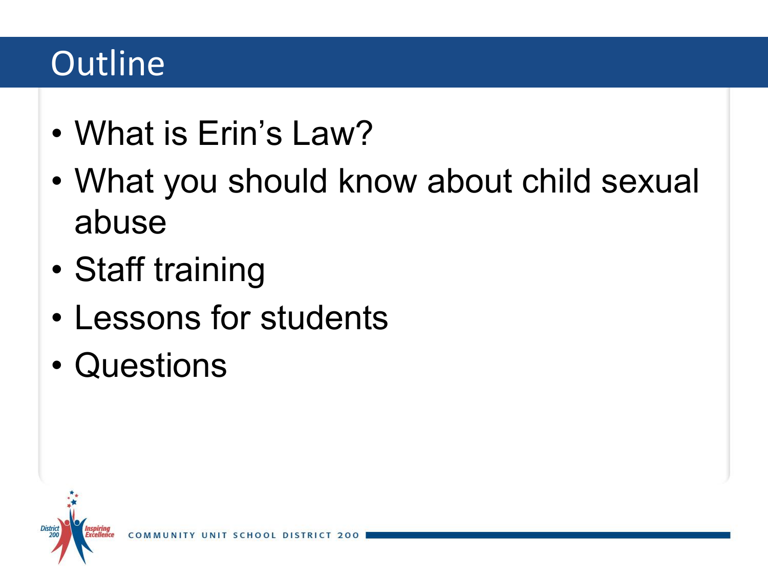# Outline

- What is Erin's Law?
- What you should know about child sexual abuse
- Staff training
- Lessons for students
- Questions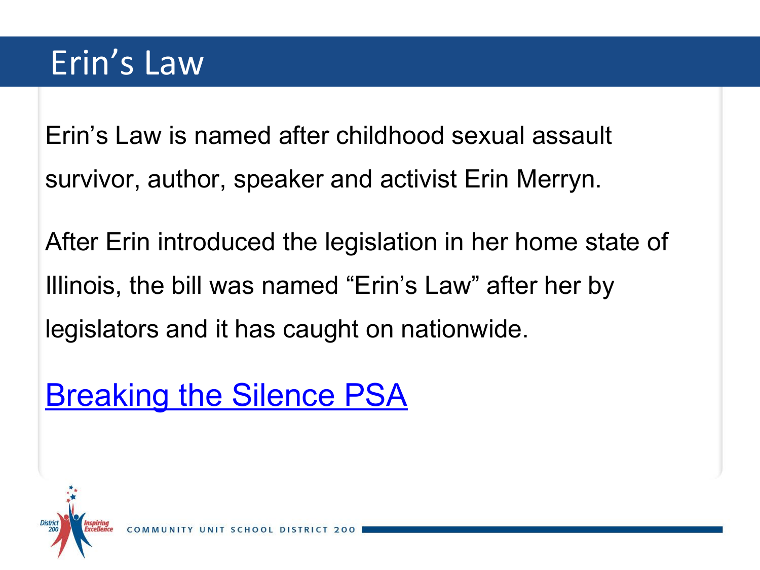# Erin’s Law

Erin’s Law is named after childhood sexual assault survivor, author, speaker and activist Erin Merryn.

After Erin introduced the legislation in her home state of Illinois, the bill was named “Erin’s Law” after her by legislators and it has caught on nationwide.

Breaking the Silence PSA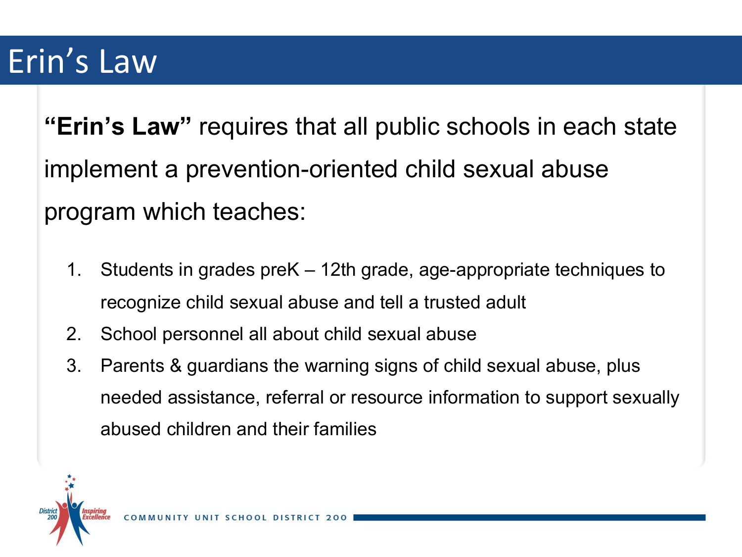# Erin's Law

**"Erin's Law"** requires that all public schools in each state implement a prevention-oriented child sexual abuse program which teaches:

1. Students in grades preK – 12th grade, age-appropriate techniques to recognize child sexual abuse and tell a trusted adult
2. School personnel all about child sexual abuse
3. Parents & guardians the warning signs of child sexual abuse, plus needed assistance, referral or resource information to support sexually abused children and their families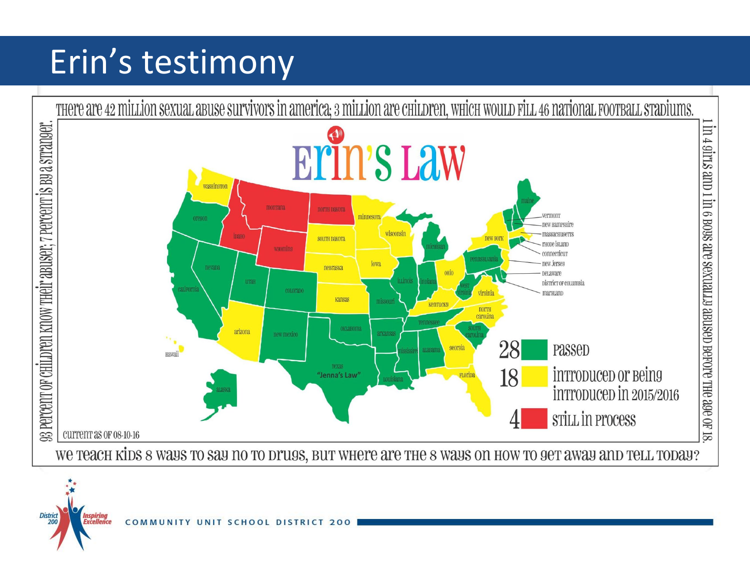# Erin's testimony

There are 42 million sexual abuse survivors in America; 3 million are children, which would fill 46 national football stadiums.

# Erin's Law

| Count | Status |
| --- | --- |
| 28 | Passed |
| 18 | Introduced or being introduced in 2015/2016 |
| 4 | Still in process |

Texas "Jenna's Law"

Current as of 08-10-16

93 percent of children know their abuser; 7 percent is by a stranger.

1 in 4 girls and 1 in 6 boys are sexually abused before the age of 18.

We teach kids 8 ways to say no to drugs, but where are the 8 ways on how to get away and tell today?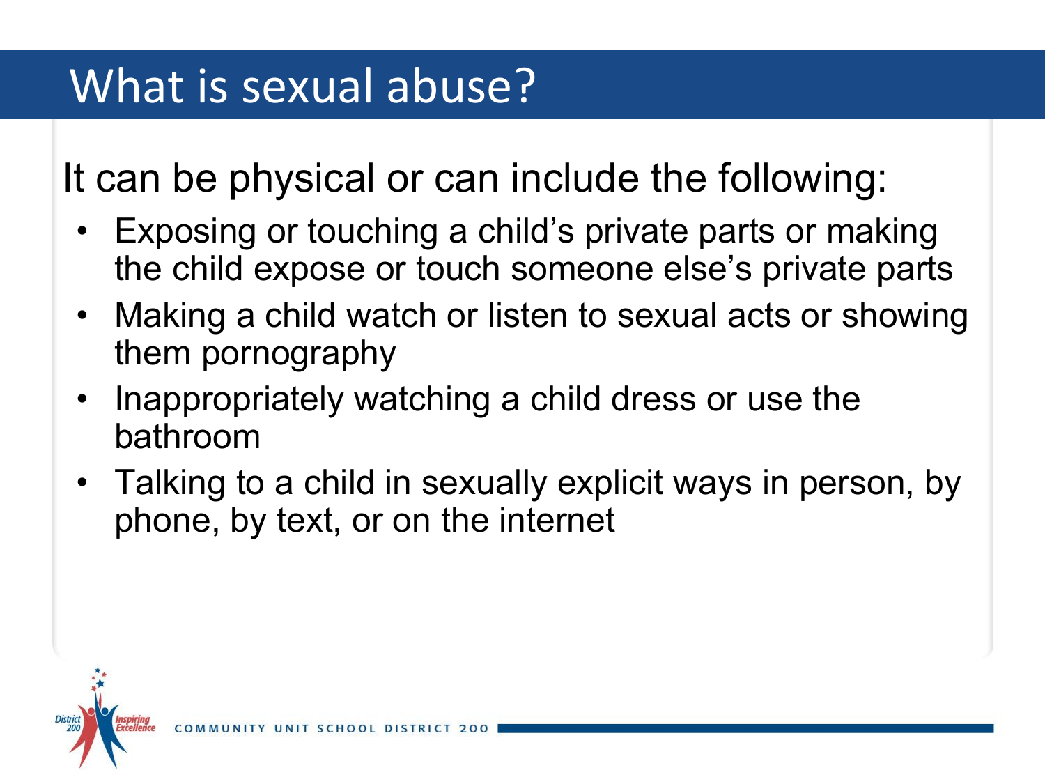# What is sexual abuse?

It can be physical or can include the following:

- Exposing or touching a child's private parts or making the child expose or touch someone else's private parts
- Making a child watch or listen to sexual acts or showing them pornography
- Inappropriately watching a child dress or use the bathroom
- Talking to a child in sexually explicit ways in person, by phone, by text, or on the internet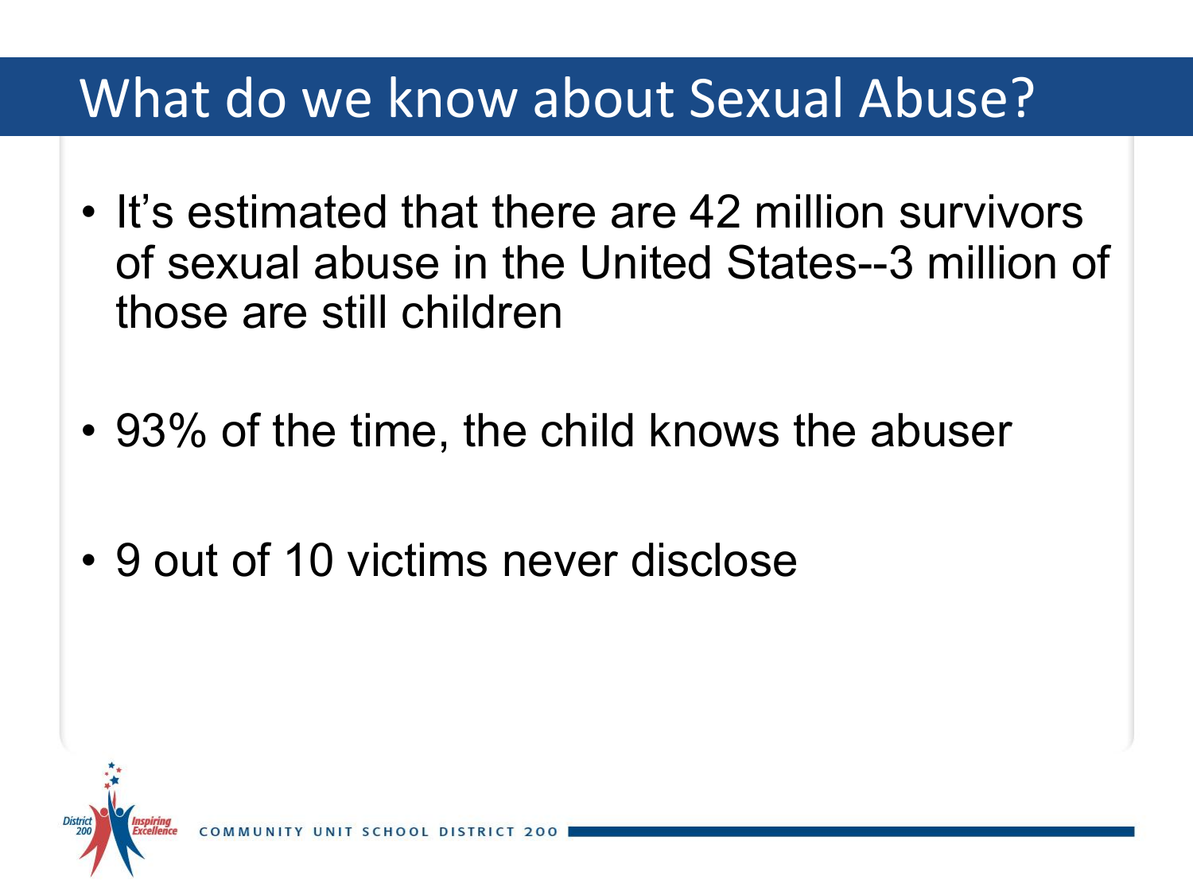# What do we know about Sexual Abuse?

- It's estimated that there are 42 million survivors of sexual abuse in the United States--3 million of those are still children
- 93% of the time, the child knows the abuser
- 9 out of 10 victims never disclose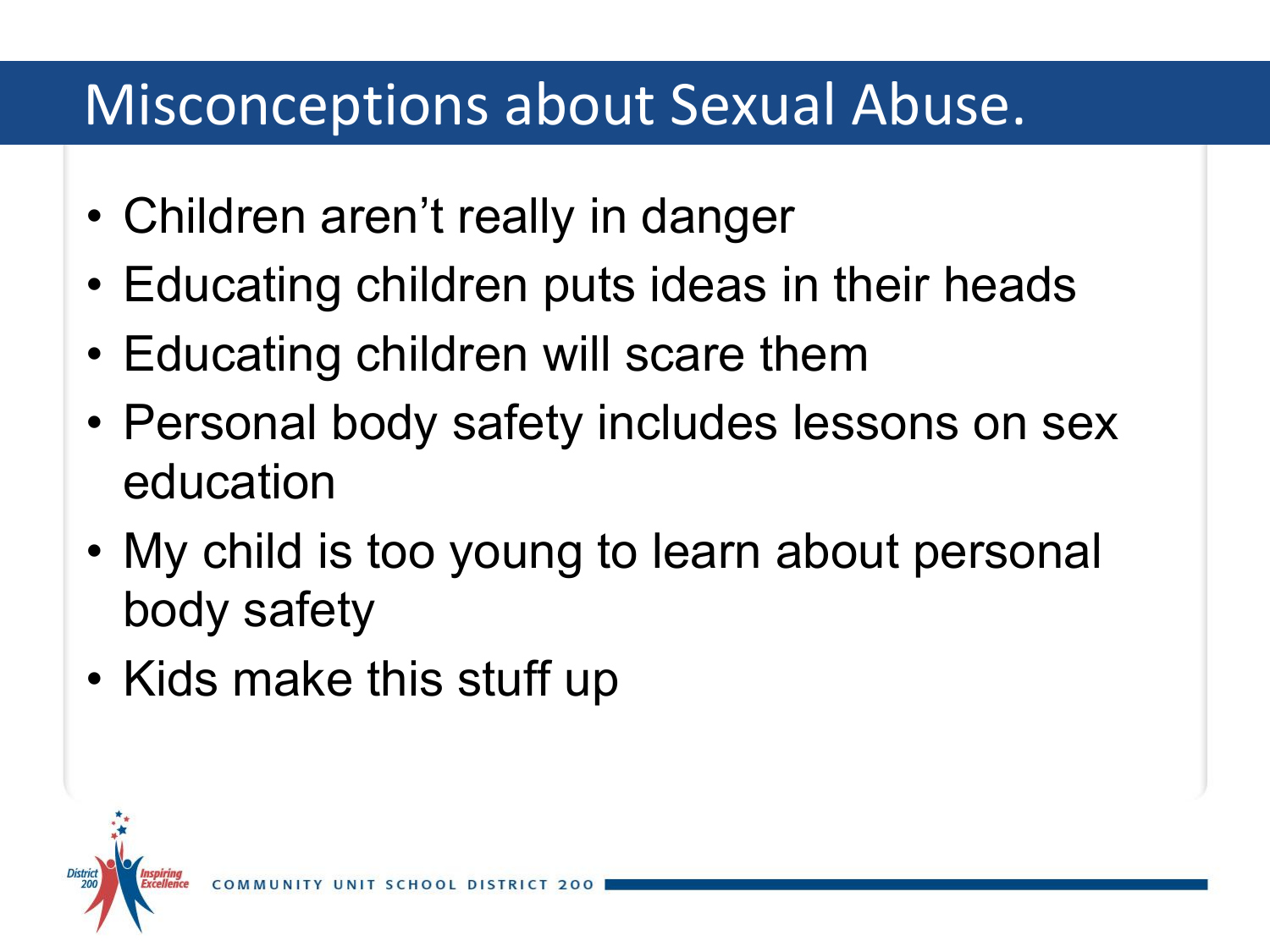# Misconceptions about Sexual Abuse.

- Children aren't really in danger
- Educating children puts ideas in their heads
- Educating children will scare them
- Personal body safety includes lessons on sex education
- My child is too young to learn about personal body safety
- Kids make this stuff up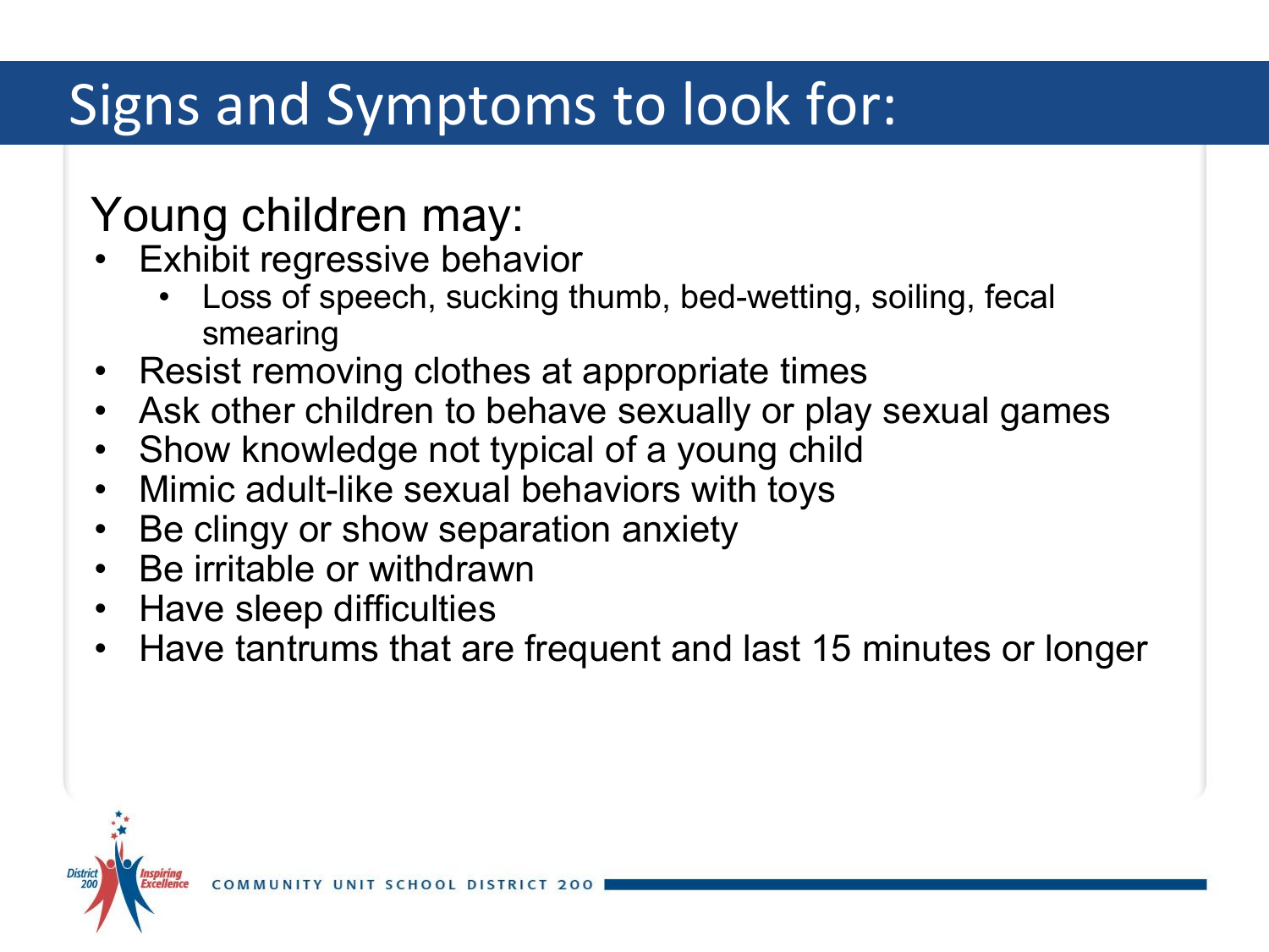# Signs and Symptoms to look for:

## Young children may:

- Exhibit regressive behavior
  - Loss of speech, sucking thumb, bed-wetting, soiling, fecal smearing
- Resist removing clothes at appropriate times
- Ask other children to behave sexually or play sexual games
- Show knowledge not typical of a young child
- Mimic adult-like sexual behaviors with toys
- Be clingy or show separation anxiety
- Be irritable or withdrawn
- Have sleep difficulties
- Have tantrums that are frequent and last 15 minutes or longer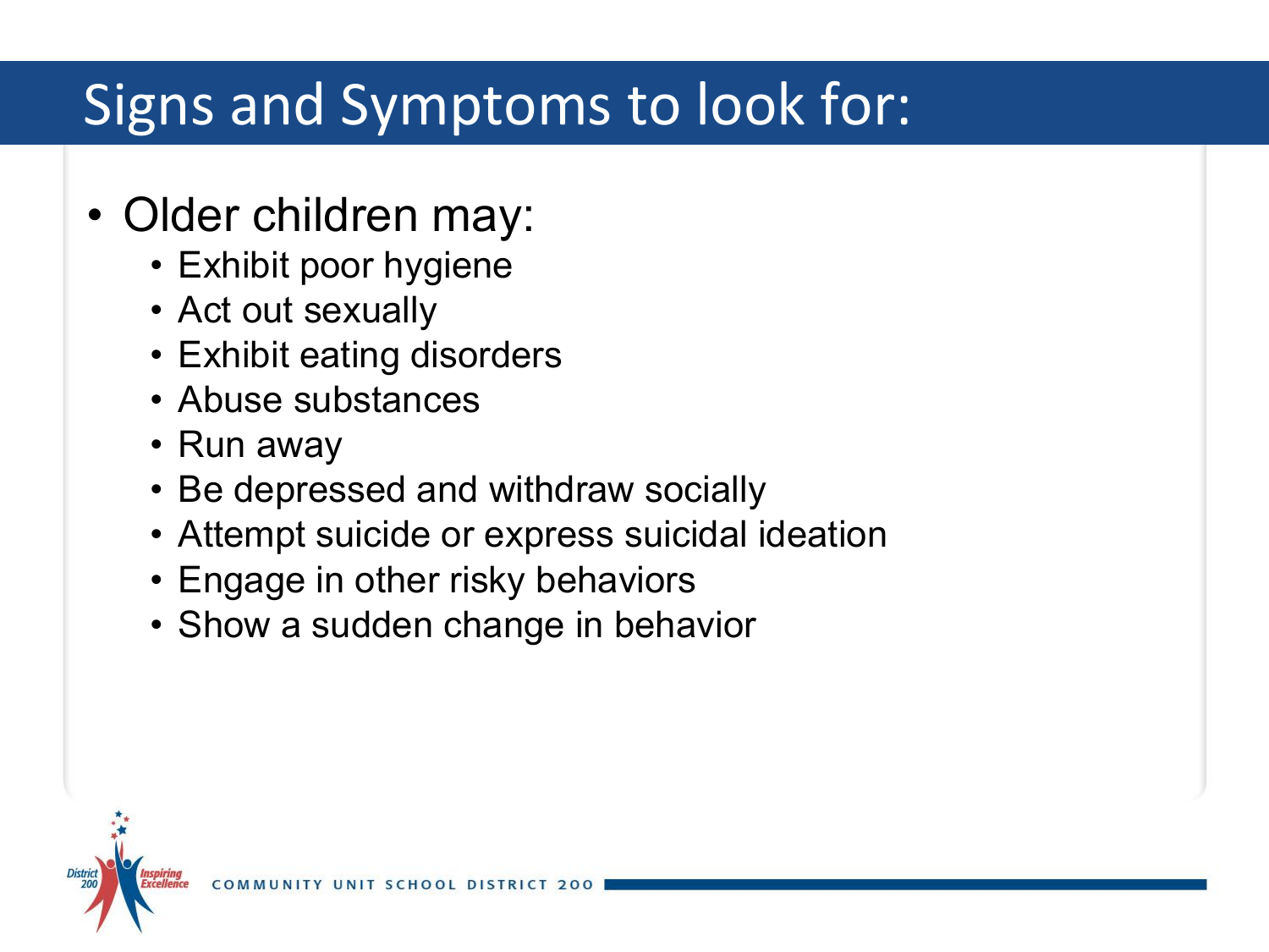# Signs and Symptoms to look for:

- Older children may:
  - Exhibit poor hygiene
  - Act out sexually
  - Exhibit eating disorders
  - Abuse substances
  - Run away
  - Be depressed and withdraw socially
  - Attempt suicide or express suicidal ideation
  - Engage in other risky behaviors
  - Show a sudden change in behavior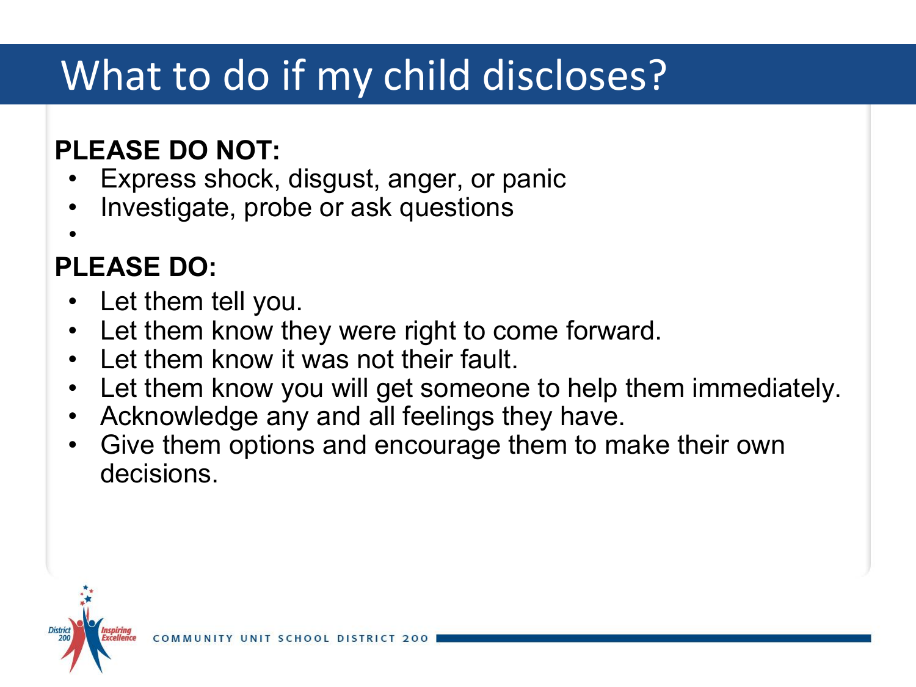# What to do if my child discloses?

**PLEASE DO NOT:**

- Express shock, disgust, anger, or panic
- Investigate, probe or ask questions

**PLEASE DO:**

- Let them tell you.
- Let them know they were right to come forward.
- Let them know it was not their fault.
- Let them know you will get someone to help them immediately.
- Acknowledge any and all feelings they have.
- Give them options and encourage them to make their own decisions.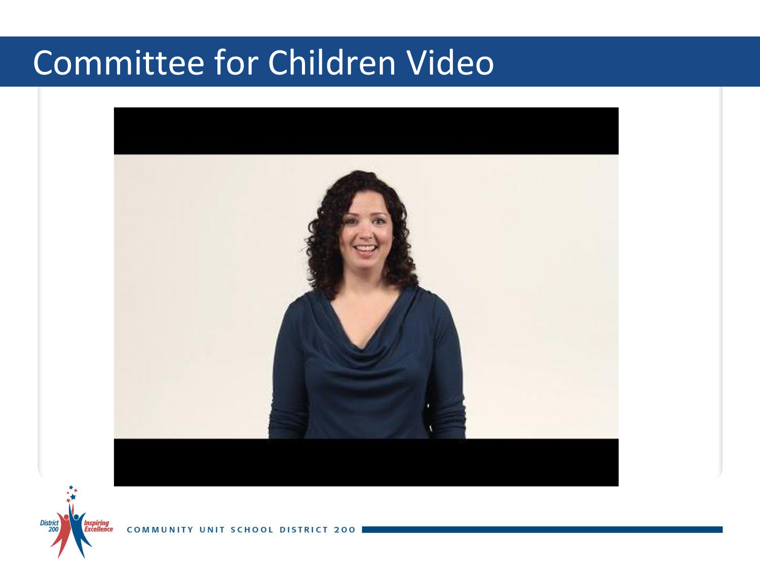# Committee for Children Video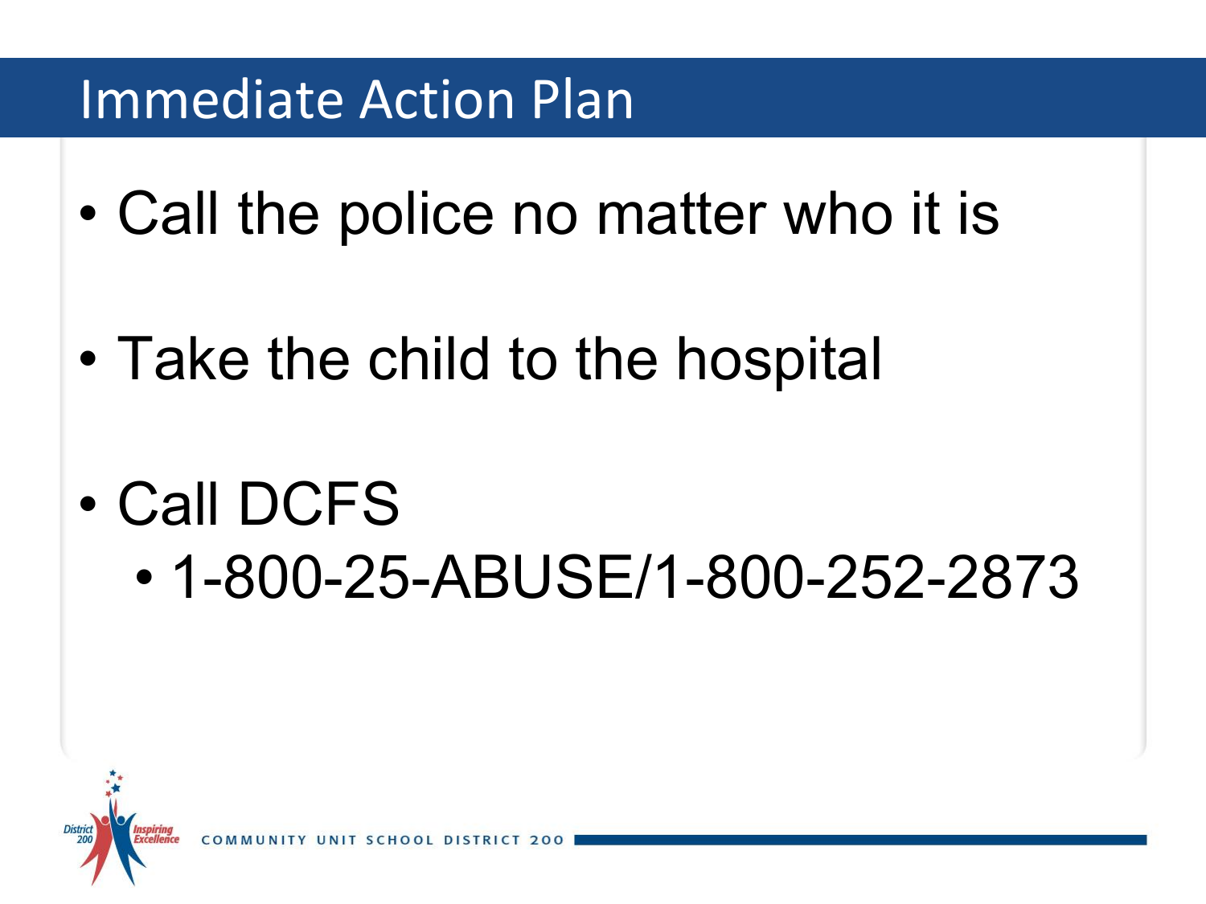# Immediate Action Plan

- Call the police no matter who it is
- Take the child to the hospital
- Call DCFS
  - 1-800-25-ABUSE/1-800-252-2873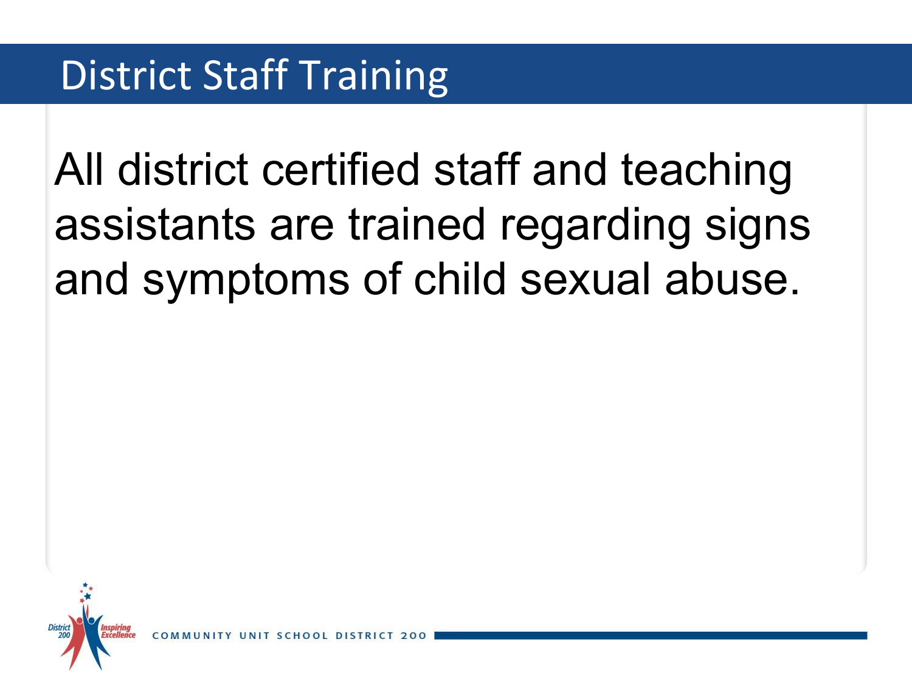# District Staff Training

All district certified staff and teaching assistants are trained regarding signs and symptoms of child sexual abuse.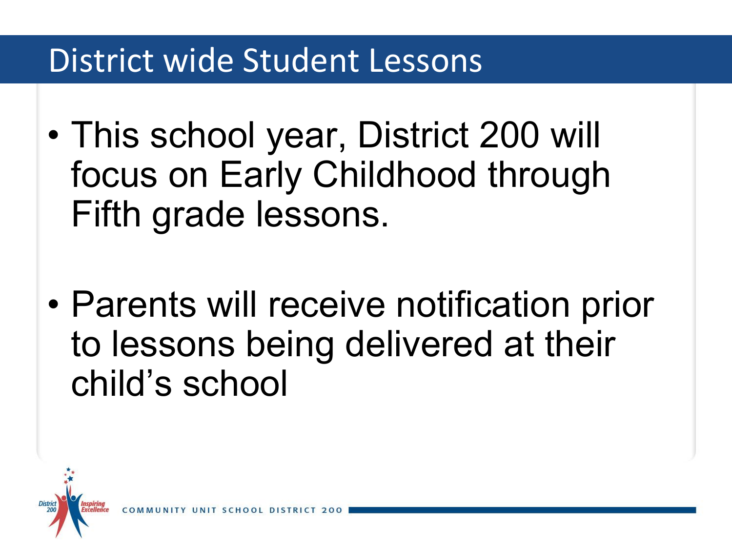# District wide Student Lessons

- This school year, District 200 will focus on Early Childhood through Fifth grade lessons.

- Parents will receive notification prior to lessons being delivered at their child's school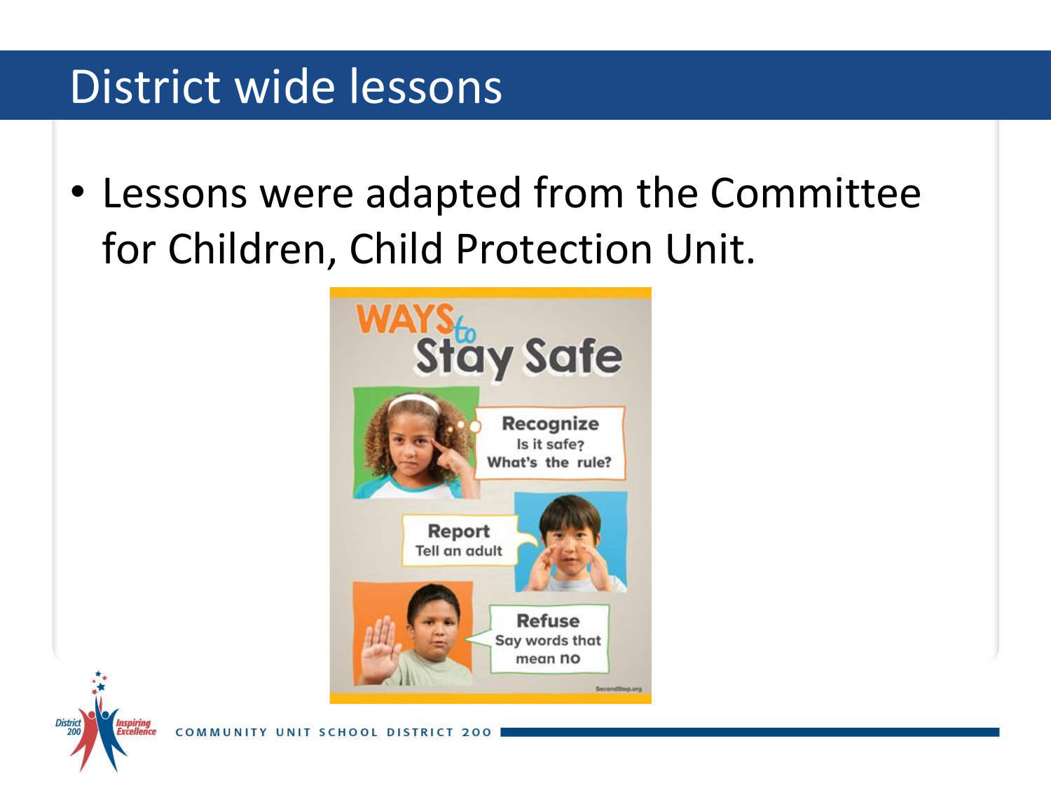# District wide lessons

- Lessons were adapted from the Committee for Children, Child Protection Unit.

WAYS to Stay Safe

**Recognize**
Is it safe?
What's the rule?

**Report**
Tell an adult

**Refuse**
Say words that mean no

SecondStep.org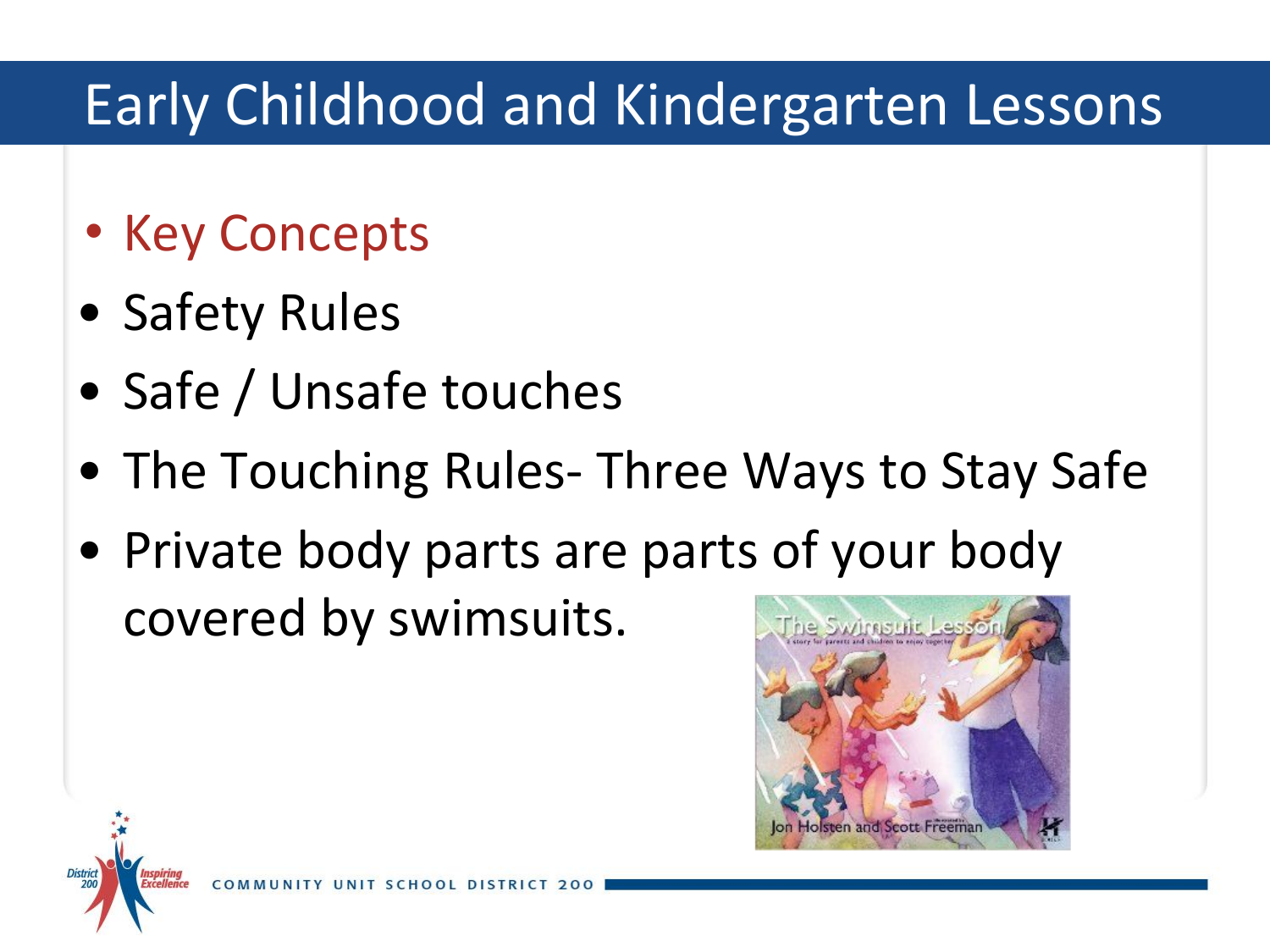# Early Childhood and Kindergarten Lessons

- Key Concepts
- Safety Rules
- Safe / Unsafe touches
- The Touching Rules- Three Ways to Stay Safe
- Private body parts are parts of your body covered by swimsuits.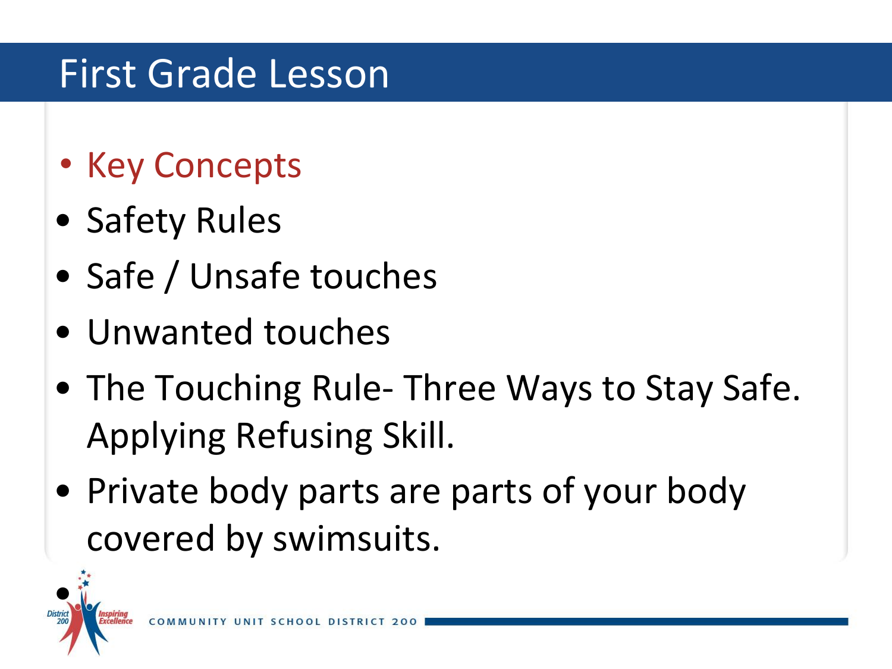# First Grade Lesson

- Key Concepts
- Safety Rules
- Safe / Unsafe touches
- Unwanted touches
- The Touching Rule- Three Ways to Stay Safe. Applying Refusing Skill.
- Private body parts are parts of your body covered by swimsuits.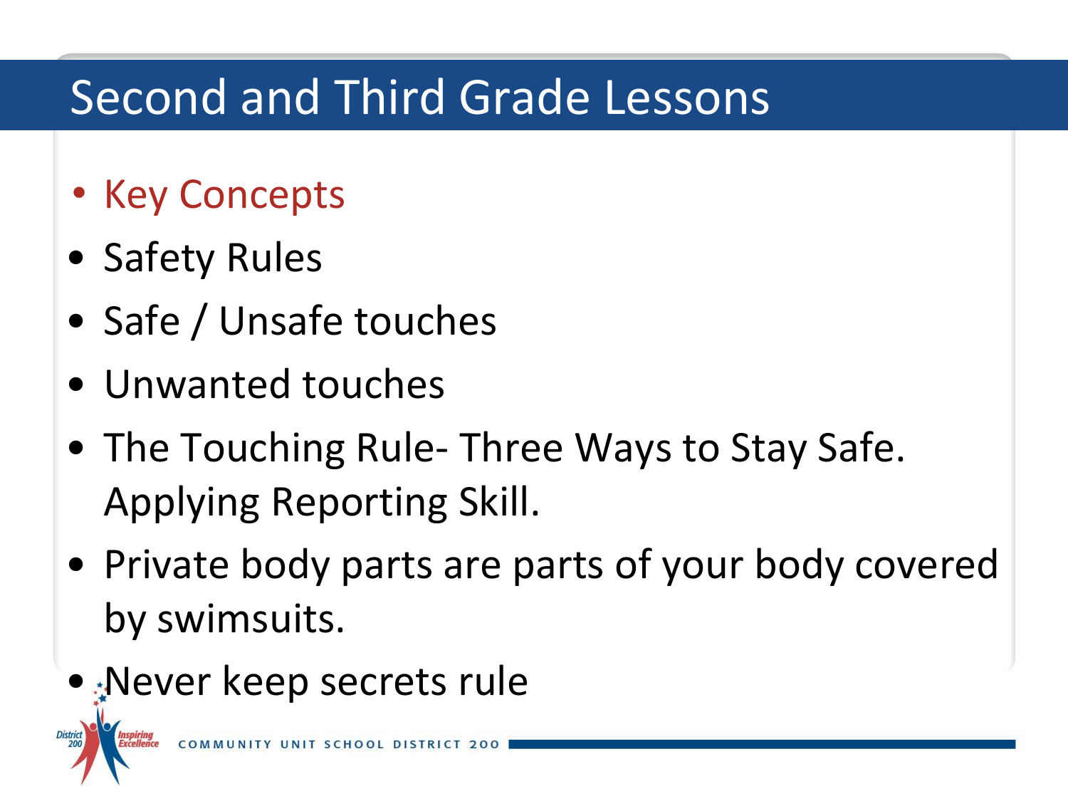# Second and Third Grade Lessons

- Key Concepts
- Safety Rules
- Safe / Unsafe touches
- Unwanted touches
- The Touching Rule- Three Ways to Stay Safe. Applying Reporting Skill.
- Private body parts are parts of your body covered by swimsuits.
- Never keep secrets rule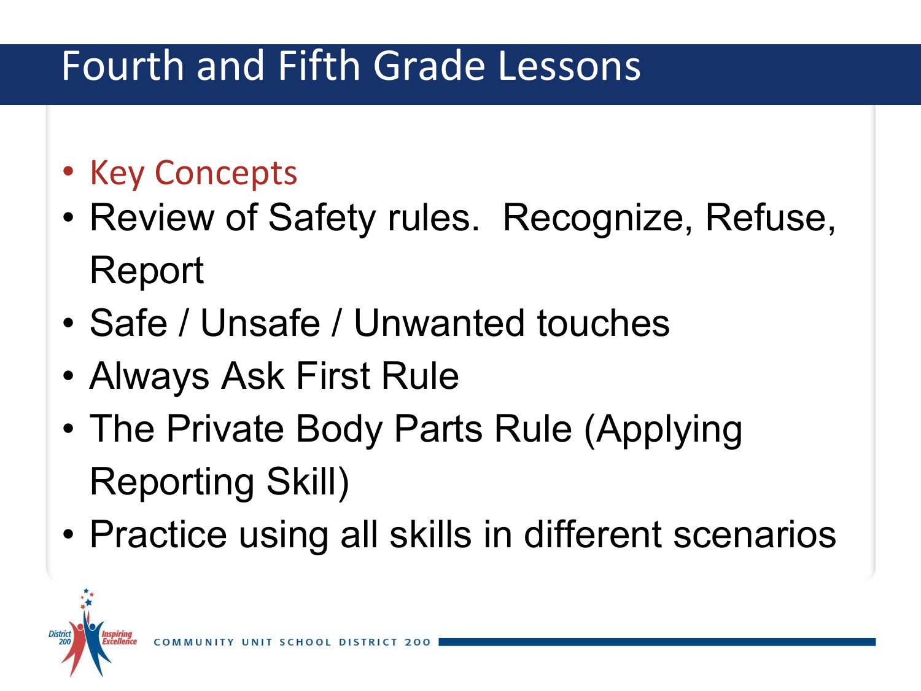# Fourth and Fifth Grade Lessons

- Key Concepts
- Review of Safety rules. Recognize, Refuse, Report
- Safe / Unsafe / Unwanted touches
- Always Ask First Rule
- The Private Body Parts Rule (Applying Reporting Skill)
- Practice using all skills in different scenarios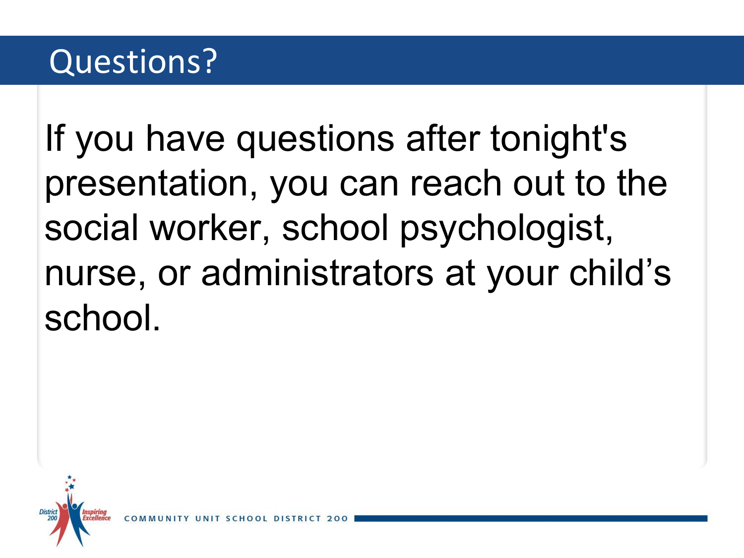# Questions?

If you have questions after tonight's presentation, you can reach out to the social worker, school psychologist, nurse, or administrators at your child's school.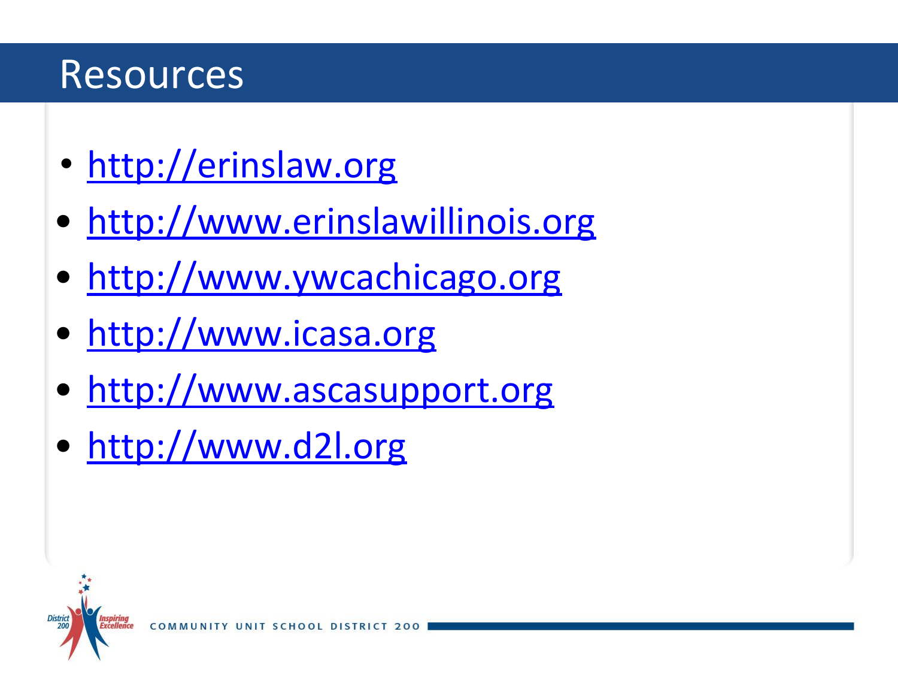# Resources

- http://erinslaw.org
- http://www.erinslawillinois.org
- http://www.ywcachicago.org
- http://www.icasa.org
- http://www.ascasupport.org
- http://www.d2l.org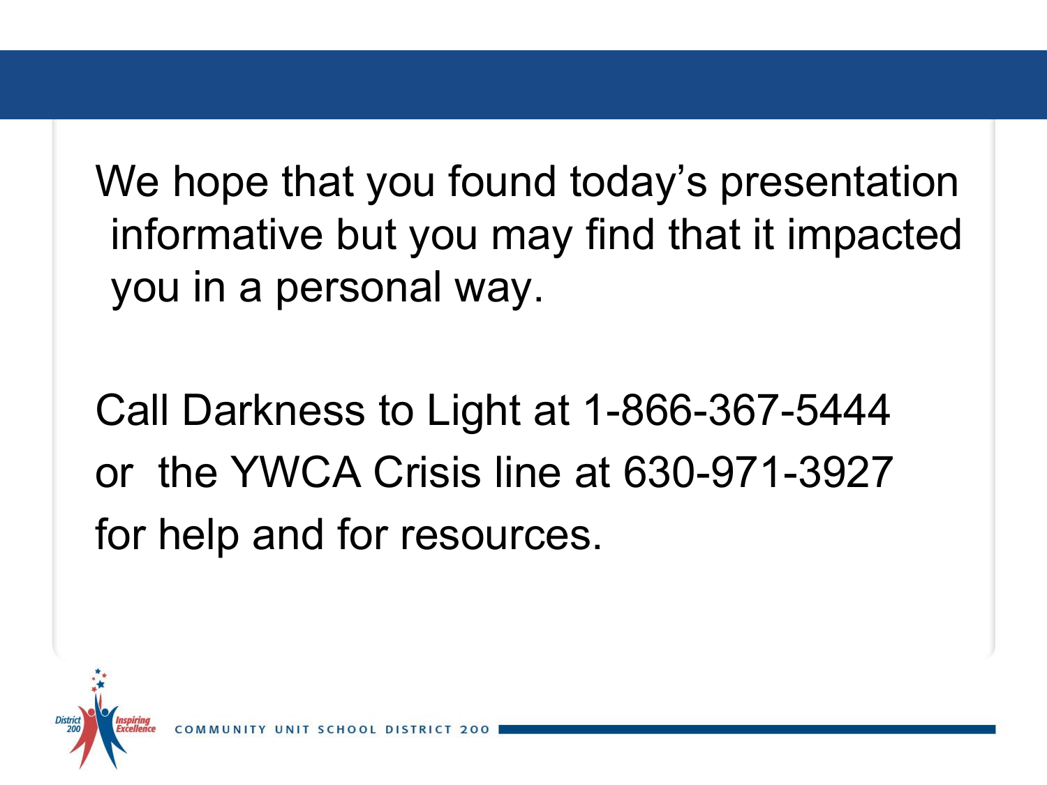We hope that you found today's presentation informative but you may find that it impacted you in a personal way.

Call Darkness to Light at 1-866-367-5444
or the YWCA Crisis line at 630-971-3927
for help and for resources.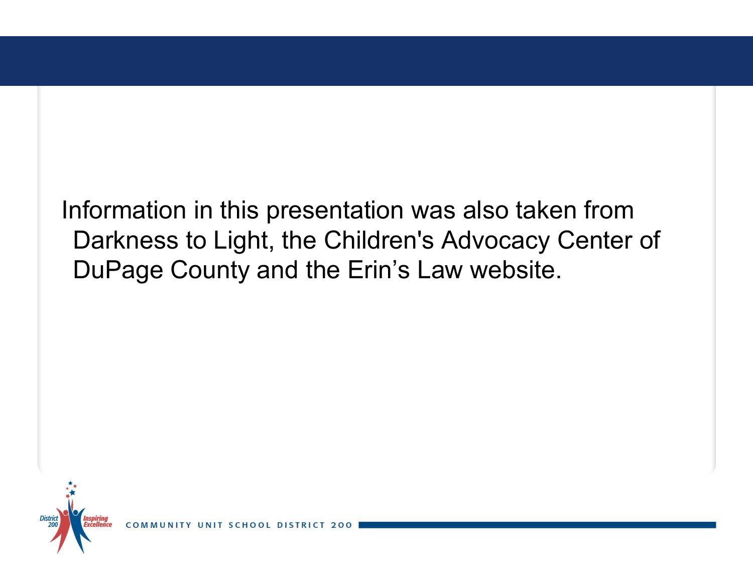Information in this presentation was also taken from Darkness to Light, the Children's Advocacy Center of DuPage County and the Erin's Law website.